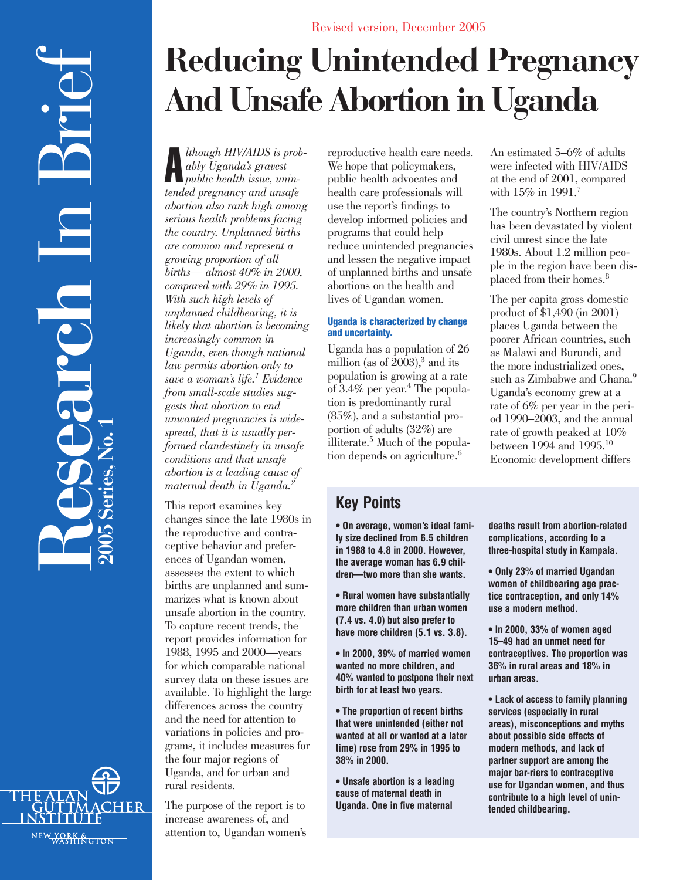Revised version, December 2005

# Reducing Unintended Pregnancy And Unsafe Abortion in Uganda

Research In Brief

2005 Series, No. 1

*Although HIV/AIDS is probably Uganda's gravest public health issue, unintended pregnancy and unsafe abortion also rank high among serious health problems facing the country. Unplanned births are common and represent a growing proportion of all births— almost 40% in 2000, compared with 29% in 1995. With such high levels of unplanned childbearing, it is likely that abortion is becoming increasingly common in Uganda, even though national law permits abortion only to save a woman's life.[1] Evidence from small-scale studies suggests that abortion to end unwanted pregnancies is widespread, that it is usually performed clandestinely in unsafe conditions and that unsafe abortion is a leading cause of maternal death in Uganda.[2]*

This report examines key changes since the late 1980s in the reproductive and contraceptive behavior and preferences of Ugandan women, assesses the extent to which births are unplanned and summarizes what is known about unsafe abortion in the country. To capture recent trends, the report provides information for 1988, 1995 and 2000—years for which comparable national survey data on these issues are available. To highlight the large differences across the country and the need for attention to variations in policies and programs, it includes measures for the four major regions of Uganda, and for urban and rural residents.

The purpose of the report is to increase awareness of, and attention to, Ugandan women's reproductive health care needs. We hope that policymakers, public health advocates and health care professionals will use the report's findings to develop informed policies and programs that could help reduce unintended pregnancies and lessen the negative impact of unplanned births and unsafe abortions on the health and lives of Ugandan women.

### Uganda is characterized by change and uncertainty.

Uganda has a population of 26 million (as of 2003),[3] and its population is growing at a rate of 3.4% per year.[4] The population is predominantly rural (85%), and a substantial proportion of adults (32%) are illiterate.[5] Much of the population depends on agriculture.[6]

An estimated 5–6% of adults were infected with HIV/AIDS at the end of 2001, compared with 15% in 1991.[7]

The country's Northern region has been devastated by violent civil unrest since the late 1980s. About 1.2 million people in the region have been displaced from their homes.[8]

The per capita gross domestic product of $1,490 (in 2001) places Uganda between the poorer African countries, such as Malawi and Burundi, and the more industrialized ones, such as Zimbabwe and Ghana.[9] Uganda's economy grew at a rate of 6% per year in the period 1990–2003, and the annual rate of growth peaked at 10% between 1994 and 1995.[10] Economic development differs

## Key Points

- **On average, women's ideal family size declined from 6.5 children in 1988 to 4.8 in 2000. However, the average woman has 6.9 children—two more than she wants.**
- **Rural women have substantially more children than urban women (7.4 vs. 4.0) but also prefer to have more children (5.1 vs. 3.8).**
- **In 2000, 39% of married women wanted no more children, and 40% wanted to postpone their next birth for at least two years.**
- **The proportion of recent births that were unintended (either not wanted at all or wanted at a later time) rose from 29% in 1995 to 38% in 2000.**
- **Unsafe abortion is a leading cause of maternal death in Uganda. One in five maternal deaths result from abortion-related complications, according to a three-hospital study in Kampala.**
- **Only 23% of married Ugandan women of childbearing age practice contraception, and only 14% use a modern method.**
- **In 2000, 33% of women aged 15–49 had an unmet need for contraceptives. The proportion was 36% in rural areas and 18% in urban areas.**
- **Lack of access to family planning services (especially in rural areas), misconceptions and myths about possible side effects of modern methods, and lack of partner support are among the major bar-riers to contraceptive use for Ugandan women, and thus contribute to a high level of unintended childbearing.**

THE ALAN GUTTMACHER INSTITUTE

NEW YORK & WASHINGTON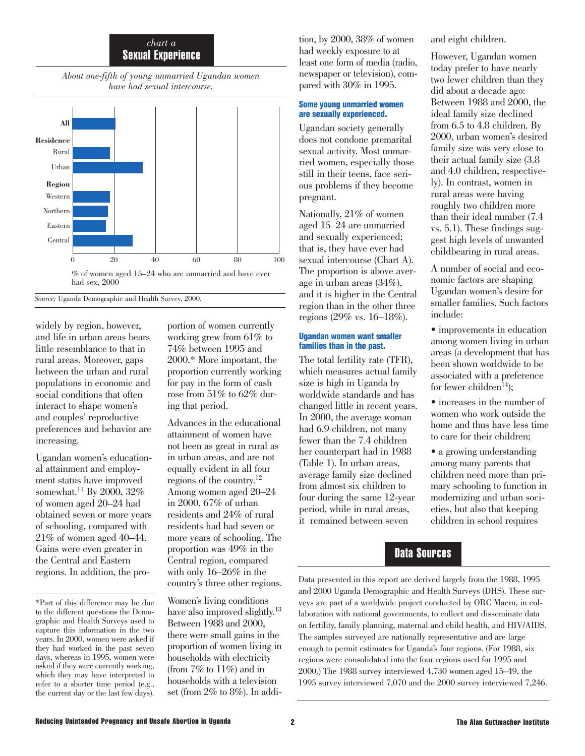chart a

**Sexual Experience**

*About one-fifth of young unmarried Ugandan women have had sexual intercourse.*

| | % of women aged 15–24 who are unmarried and have ever had sex, 2000 |
|---|---|
| **All** | 21 |
| **Residence** | |
| Rural | 18 |
| Urban | 34 |
| **Region** | |
| Western | 18 |
| Northern | 17 |
| Eastern | 16 |
| Central | 29 |

*Source:* Uganda Demographic and Health Survey, 2000.

widely by region, however, and life in urban areas bears little resemblance to that in rural areas. Moreover, gaps between the urban and rural populations in economic and social conditions that often interact to shape women's and couples' reproductive preferences and behavior are increasing.

Ugandan women's educational attainment and employment status have improved somewhat.[11] By 2000, 32% of women aged 20–24 had obtained seven or more years of schooling, compared with 21% of women aged 40–44. Gains were even greater in the Central and Eastern regions. In addition, the proportion of women currently working grew from 61% to 74% between 1995 and 2000.* More important, the proportion currently working for pay in the form of cash rose from 51% to 62% during that period.

Advances in the educational attainment of women have not been as great in rural as in urban areas, and are not equally evident in all four regions of the country.[12] Among women aged 20–24 in 2000, 67% of urban residents and 24% of rural residents had had seven or more years of schooling. The proportion was 49% in the Central region, compared with only 16–26% in the country's three other regions.

Women's living conditions have also improved slightly.[13] Between 1988 and 2000, there were small gains in the proportion of women living in households with electricity (from 7% to 11%) and in households with a television set (from 2% to 8%). In addition, by 2000, 38% of women had weekly exposure to at least one form of media (radio, newspaper or television), compared with 30% in 1995.

*Part of this difference may be due to the different questions the Demographic and Health Surveys used to capture this information in the two years. In 2000, women were asked if they had worked in the past seven days, whereas in 1995, women were asked if they were currently working, which they may have interpreted to refer to a shorter time period (e.g., the current day or the last few days).

### Some young unmarried women are sexually experienced.

Ugandan society generally does not condone premarital sexual activity. Most unmarried women, especially those still in their teens, face serious problems if they become pregnant.

Nationally, 21% of women aged 15–24 are unmarried and sexually experienced; that is, they have ever had sexual intercourse (Chart A). The proportion is above average in urban areas (34%), and it is higher in the Central region than in the other three regions (29% vs. 16–18%).

### Ugandan women want smaller families than in the past.

The total fertility rate (TFR), which measures actual family size is high in Uganda by worldwide standards and has changed little in recent years. In 2000, the average woman had 6.9 children, not many fewer than the 7.4 children her counterpart had in 1988 (Table 1). In urban areas, average family size declined from almost six children to four during the same 12-year period, while in rural areas, it remained between seven and eight children.

However, Ugandan women today prefer to have nearly two fewer children than they did about a decade ago: Between 1988 and 2000, the ideal family size declined from 6.5 to 4.8 children. By 2000, urban women's desired family size was very close to their actual family size (3.8 and 4.0 children, respectively). In contrast, women in rural areas were having roughly two children more than their ideal number (7.4 vs. 5.1). These findings suggest high levels of unwanted childbearing in rural areas.

A number of social and economic factors are shaping Ugandan women's desire for smaller families. Such factors include:

- improvements in education among women living in urban areas (a development that has been shown worldwide to be associated with a preference for fewer children[14]);
- increases in the number of women who work outside the home and thus have less time to care for their children;
- a growing understanding among many parents that children need more than primary schooling to function in modernizing and urban societies, but also that keeping children in school requires

## Data Sources

Data presented in this report are derived largely from the 1988, 1995 and 2000 Uganda Demographic and Health Surveys (DHS). These surveys are part of a worldwide project conducted by ORC Macro, in collaboration with national governments, to collect and disseminate data on fertility, family planning, maternal and child health, and HIV/AIDS. The samples surveyed are nationally representative and are large enough to permit estimates for Uganda's four regions. (For 1988, six regions were consolidated into the four regions used for 1995 and 2000.) The 1988 survey interviewed 4,730 women aged 15–49, the 1995 survey interviewed 7,070 and the 2000 survey interviewed 7,246.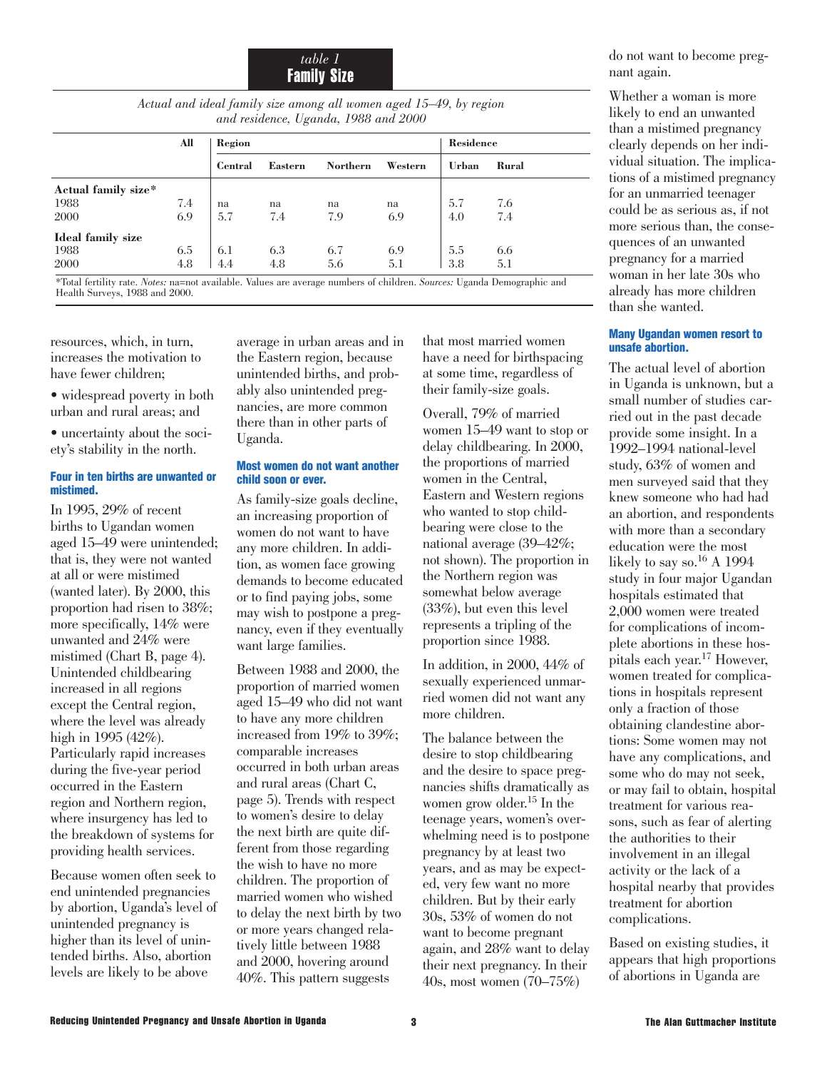## table 1
## Family Size

*Actual and ideal family size among all women aged 15–49, by region and residence, Uganda, 1988 and 2000*

| | All | Region | | | | Residence | |
|---|---|---|---|---|---|---|---|
| | | Central | Eastern | Northern | Western | Urban | Rural |
| **Actual family size*** | | | | | | | |
| 1988 | 7.4 | na | na | na | na | 5.7 | 7.6 |
| 2000 | 6.9 | 5.7 | 7.4 | 7.9 | 6.9 | 4.0 | 7.4 |
| **Ideal family size** | | | | | | | |
| 1988 | 6.5 | 6.1 | 6.3 | 6.7 | 6.9 | 5.5 | 6.6 |
| 2000 | 4.8 | 4.4 | 4.8 | 5.6 | 5.1 | 3.8 | 5.1 |

*Total fertility rate. *Notes:* na=not available. Values are average numbers of children. *Sources:* Uganda Demographic and Health Surveys, 1988 and 2000.

resources, which, in turn, increases the motivation to have fewer children;

- widespread poverty in both urban and rural areas; and
- uncertainty about the society's stability in the north.

### Four in ten births are unwanted or mistimed.

In 1995, 29% of recent births to Ugandan women aged 15–49 were unintended; that is, they were not wanted at all or were mistimed (wanted later). By 2000, this proportion had risen to 38%; more specifically, 14% were unwanted and 24% were mistimed (Chart B, page 4). Unintended childbearing increased in all regions except the Central region, where the level was already high in 1995 (42%). Particularly rapid increases during the five-year period occurred in the Eastern region and Northern region, where insurgency has led to the breakdown of systems for providing health services.

Because women often seek to end unintended pregnancies by abortion, Uganda's level of unintended pregnancy is higher than its level of unintended births. Also, abortion levels are likely to be above average in urban areas and in the Eastern region, because unintended births, and probably also unintended pregnancies, are more common there than in other parts of Uganda.

### Most women do not want another child soon or ever.

As family-size goals decline, an increasing proportion of women do not want to have any more children. In addition, as women face growing demands to become educated or to find paying jobs, some may wish to postpone a pregnancy, even if they eventually want large families.

Between 1988 and 2000, the proportion of married women aged 15–49 who did not want to have any more children increased from 19% to 39%; comparable increases occurred in both urban areas and rural areas (Chart C, page 5). Trends with respect to women's desire to delay the next birth are quite different from those regarding the wish to have no more children. The proportion of married women who wished to delay the next birth by two or more years changed relatively little between 1988 and 2000, hovering around 40%. This pattern suggests that most married women have a need for birthspacing at some time, regardless of their family-size goals.

Overall, 79% of married women 15–49 want to stop or delay childbearing. In 2000, the proportions of married women in the Central, Eastern and Western regions who wanted to stop childbearing were close to the national average (39–42%; not shown). The proportion in the Northern region was somewhat below average (33%), but even this level represents a tripling of the proportion since 1988.

In addition, in 2000, 44% of sexually experienced unmarried women did not want any more children.

The balance between the desire to stop childbearing and the desire to space pregnancies shifts dramatically as women grow older.[15] In the teenage years, women's overwhelming need is to postpone pregnancy by at least two years, and as may be expected, very few want no more children. But by their early 30s, 53% of women do not want to become pregnant again, and 28% want to delay their next pregnancy. In their 40s, most women (70–75%) do not want to become pregnant again.

Whether a woman is more likely to end an unwanted than a mistimed pregnancy clearly depends on her individual situation. The implications of a mistimed pregnancy for an unmarried teenager could be as serious as, if not more serious than, the consequences of an unwanted pregnancy for a married woman in her late 30s who already has more children than she wanted.

### Many Ugandan women resort to unsafe abortion.

The actual level of abortion in Uganda is unknown, but a small number of studies carried out in the past decade provide some insight. In a 1992–1994 national-level study, 63% of women and men surveyed said that they knew someone who had had an abortion, and respondents with more than a secondary education were the most likely to say so.[16] A 1994 study in four major Ugandan hospitals estimated that 2,000 women were treated for complications of incomplete abortions in these hospitals each year.[17] However, women treated for complications in hospitals represent only a fraction of those obtaining clandestine abortions: Some women may not have any complications, and some who do may not seek, or may fail to obtain, hospital treatment for various reasons, such as fear of alerting the authorities to their involvement in an illegal activity or the lack of a hospital nearby that provides treatment for abortion complications.

Based on existing studies, it appears that high proportions of abortions in Uganda are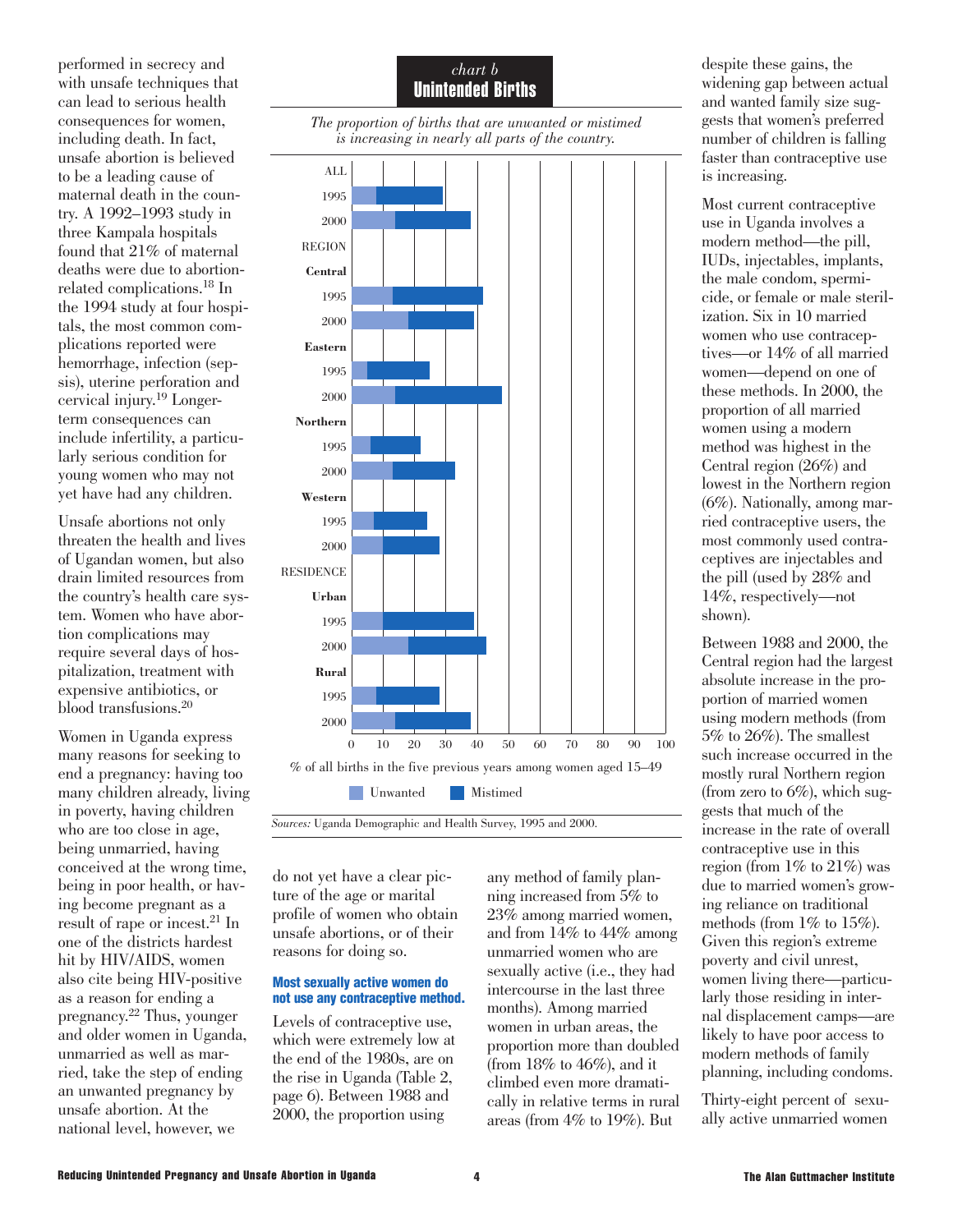performed in secrecy and with unsafe techniques that can lead to serious health consequences for women, including death. In fact, unsafe abortion is believed to be a leading cause of maternal death in the country. A 1992–1993 study in three Kampala hospitals found that 21% of maternal deaths were due to abortion-related complications.[18] In the 1994 study at four hospitals, the most common complications reported were hemorrhage, infection (sepsis), uterine perforation and cervical injury.[19] Longer-term consequences can include infertility, a particularly serious condition for young women who may not yet have had any children.

Unsafe abortions not only threaten the health and lives of Ugandan women, but also drain limited resources from the country's health care system. Women who have abortion complications may require several days of hospitalization, treatment with expensive antibiotics, or blood transfusions.[20]

Women in Uganda express many reasons for seeking to end a pregnancy: having too many children already, living in poverty, having children who are too close in age, being unmarried, having conceived at the wrong time, being in poor health, or having become pregnant as a result of rape or incest.[21] In one of the districts hardest hit by HIV/AIDS, women also cite being HIV-positive as a reason for ending a pregnancy.[22] Thus, younger and older women in Uganda, unmarried as well as married, take the step of ending an unwanted pregnancy by unsafe abortion. At the national level, however, we do not yet have a clear picture of the age or marital profile of women who obtain unsafe abortions, or of their reasons for doing so.

*chart b*

**Unintended Births**

*The proportion of births that are unwanted or mistimed is increasing in nearly all parts of the country.*

| | Unwanted | Mistimed |
|---|---|---|
| **ALL** | | |
| 1995 | | |
| 2000 | | |
| **REGION** | | |
| Central 1995 | | |
| Central 2000 | | |
| Eastern 1995 | | |
| Eastern 2000 | | |
| Northern 1995 | | |
| Northern 2000 | | |
| Western 1995 | | |
| Western 2000 | | |
| **RESIDENCE** | | |
| Urban 1995 | | |
| Urban 2000 | | |
| Rural 1995 | | |
| Rural 2000 | | |

% of all births in the five previous years among women aged 15–49

*Sources:* Uganda Demographic and Health Survey, 1995 and 2000.

#### Most sexually active women do not use any contraceptive method.

Levels of contraceptive use, which were extremely low at the end of the 1980s, are on the rise in Uganda (Table 2, page 6). Between 1988 and 2000, the proportion using any method of family planning increased from 5% to 23% among married women, and from 14% to 44% among unmarried women who are sexually active (i.e., they had intercourse in the last three months). Among married women in urban areas, the proportion more than doubled (from 18% to 46%), and it climbed even more dramatically in relative terms in rural areas (from 4% to 19%). But despite these gains, the widening gap between actual and wanted family size suggests that women's preferred number of children is falling faster than contraceptive use is increasing.

Most current contraceptive use in Uganda involves a modern method—the pill, IUDs, injectables, implants, the male condom, spermicide, or female or male sterilization. Six in 10 married women who use contraceptives—or 14% of all married women—depend on one of these methods. In 2000, the proportion of all married women using a modern method was highest in the Central region (26%) and lowest in the Northern region (6%). Nationally, among married contraceptive users, the most commonly used contraceptives are injectables and the pill (used by 28% and 14%, respectively—not shown).

Between 1988 and 2000, the Central region had the largest absolute increase in the proportion of married women using modern methods (from 5% to 26%). The smallest such increase occurred in the mostly rural Northern region (from zero to 6%), which suggests that much of the increase in the rate of overall contraceptive use in this region (from 1% to 21%) was due to married women's growing reliance on traditional methods (from 1% to 15%). Given this region's extreme poverty and civil unrest, women living there—particularly those residing in internal displacement camps—are likely to have poor access to modern methods of family planning, including condoms.

Thirty-eight percent of sexually active unmarried women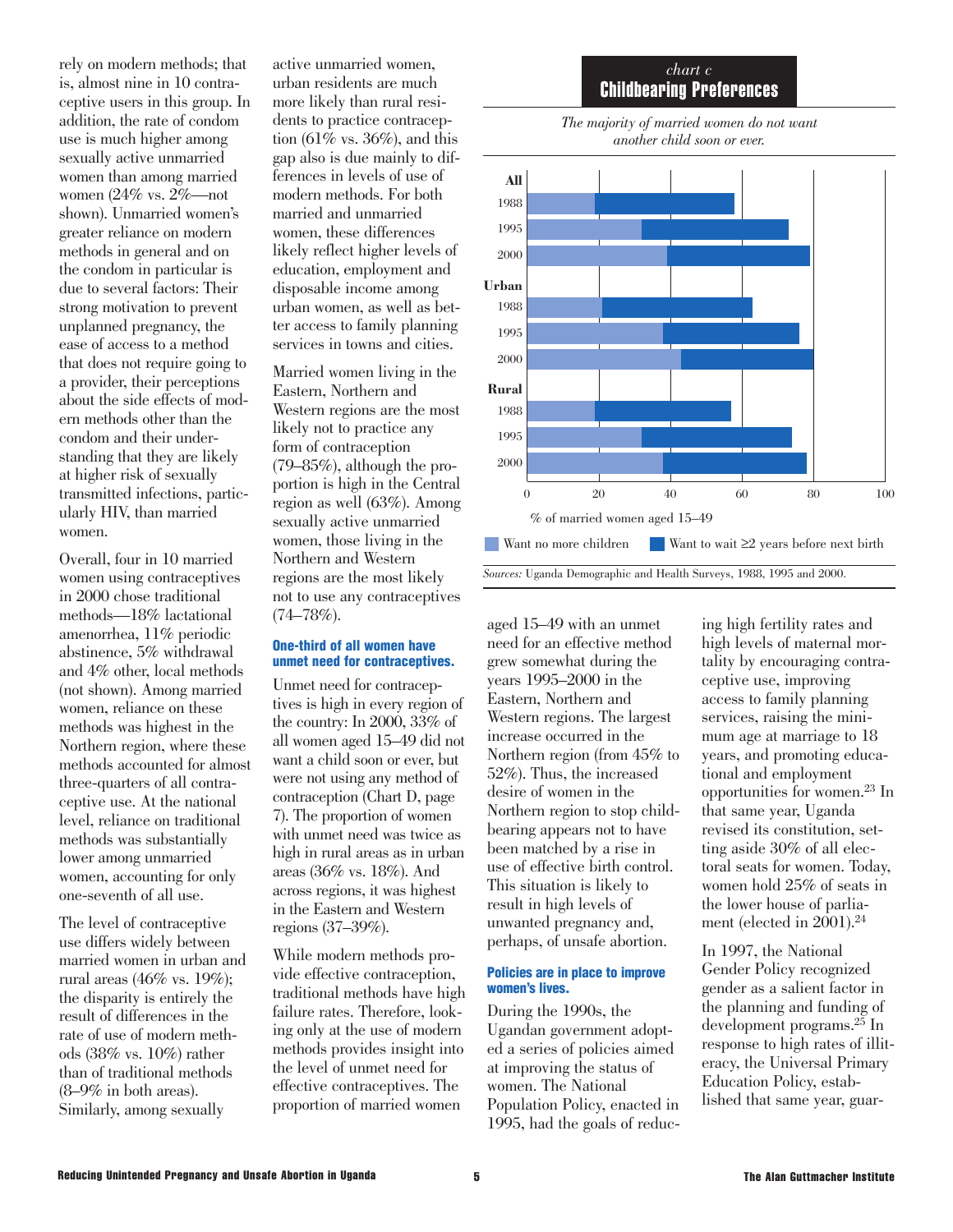rely on modern methods; that is, almost nine in 10 contraceptive users in this group. In addition, the rate of condom use is much higher among sexually active unmarried women than among married women (24% vs. 2%—not shown). Unmarried women's greater reliance on modern methods in general and on the condom in particular is due to several factors: Their strong motivation to prevent unplanned pregnancy, the ease of access to a method that does not require going to a provider, their perceptions about the side effects of modern methods other than the condom and their understanding that they are likely at higher risk of sexually transmitted infections, particularly HIV, than married women.

Overall, four in 10 married women using contraceptives in 2000 chose traditional methods—18% lactational amenorrhea, 11% periodic abstinence, 5% withdrawal and 4% other, local methods (not shown). Among married women, reliance on these methods was highest in the Northern region, where these methods accounted for almost three-quarters of all contraceptive use. At the national level, reliance on traditional methods was substantially lower among unmarried women, accounting for only one-seventh of all use.

The level of contraceptive use differs widely between married women in urban and rural areas (46% vs. 19%); the disparity is entirely the result of differences in the rate of use of modern methods (38% vs. 10%) rather than of traditional methods (8–9% in both areas). Similarly, among sexually active unmarried women, urban residents are much more likely than rural residents to practice contraception (61% vs. 36%), and this gap also is due mainly to differences in levels of use of modern methods. For both married and unmarried women, these differences likely reflect higher levels of education, employment and disposable income among urban women, as well as better access to family planning services in towns and cities.

Married women living in the Eastern, Northern and Western regions are the most likely not to practice any form of contraception (79–85%), although the proportion is high in the Central region as well (63%). Among sexually active unmarried women, those living in the Northern and Western regions are the most likely not to use any contraceptives (74–78%).

### One-third of all women have unmet need for contraceptives.

Unmet need for contraceptives is high in every region of the country: In 2000, 33% of all women aged 15–49 did not want a child soon or ever, but were not using any method of contraception (Chart D, page 7). The proportion of women with unmet need was twice as high in rural areas as in urban areas (36% vs. 18%). And across regions, it was highest in the Eastern and Western regions (37–39%).

While modern methods provide effective contraception, traditional methods have high failure rates. Therefore, looking only at the use of modern methods provides insight into the level of unmet need for effective contraceptives. The proportion of married women aged 15–49 with an unmet need for an effective method grew somewhat during the years 1995–2000 in the Eastern, Northern and Western regions. The largest increase occurred in the Northern region (from 45% to 52%). Thus, the increased desire of women in the Northern region to stop childbearing appears not to have been matched by a rise in use of effective birth control. This situation is likely to result in high levels of unwanted pregnancy and, perhaps, of unsafe abortion.

*chart c*

**Childbearing Preferences**

*The majority of married women do not want another child soon or ever.*

*Sources:* Uganda Demographic and Health Surveys, 1988, 1995 and 2000.

### Policies are in place to improve women's lives.

During the 1990s, the Ugandan government adopted a series of policies aimed at improving the status of women. The National Population Policy, enacted in 1995, had the goals of reducing high fertility rates and high levels of maternal mortality by encouraging contraceptive use, improving access to family planning services, raising the minimum age at marriage to 18 years, and promoting educational and employment opportunities for women.[23] In that same year, Uganda revised its constitution, setting aside 30% of all electoral seats for women. Today, women hold 25% of seats in the lower house of parliament (elected in 2001).[24]

In 1997, the National Gender Policy recognized gender as a salient factor in the planning and funding of development programs.[25] In response to high rates of illiteracy, the Universal Primary Education Policy, established that same year, guar-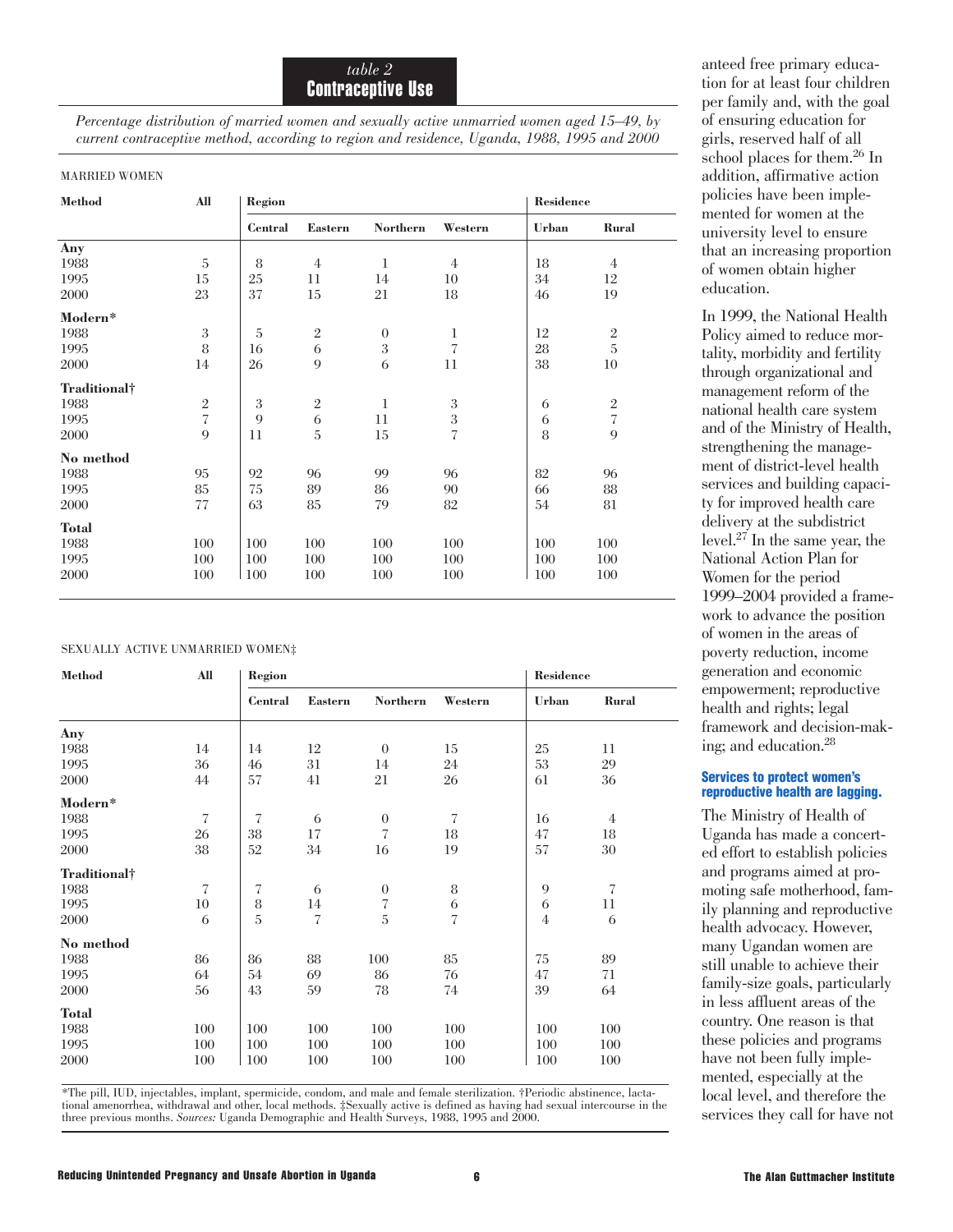*table 2*
**Contraceptive Use**

*Percentage distribution of married women and sexually active unmarried women aged 15–49, by current contraceptive method, according to region and residence, Uganda, 1988, 1995 and 2000*

MARRIED WOMEN

| Method | All | Region | | | | Residence | |
|---|---|---|---|---|---|---|---|
| | | Central | Eastern | Northern | Western | Urban | Rural |
| **Any** | | | | | | | |
| 1988 | 5 | 8 | 4 | 1 | 4 | 18 | 4 |
| 1995 | 15 | 25 | 11 | 14 | 10 | 34 | 12 |
| 2000 | 23 | 37 | 15 | 21 | 18 | 46 | 19 |
| **Modern*** | | | | | | | |
| 1988 | 3 | 5 | 2 | 0 | 1 | 12 | 2 |
| 1995 | 8 | 16 | 6 | 3 | 7 | 28 | 5 |
| 2000 | 14 | 26 | 9 | 6 | 11 | 38 | 10 |
| **Traditional†** | | | | | | | |
| 1988 | 2 | 3 | 2 | 1 | 3 | 6 | 2 |
| 1995 | 7 | 9 | 6 | 11 | 3 | 6 | 7 |
| 2000 | 9 | 11 | 5 | 15 | 7 | 8 | 9 |
| **No method** | | | | | | | |
| 1988 | 95 | 92 | 96 | 99 | 96 | 82 | 96 |
| 1995 | 85 | 75 | 89 | 86 | 90 | 66 | 88 |
| 2000 | 77 | 63 | 85 | 79 | 82 | 54 | 81 |
| **Total** | | | | | | | |
| 1988 | 100 | 100 | 100 | 100 | 100 | 100 | 100 |
| 1995 | 100 | 100 | 100 | 100 | 100 | 100 | 100 |
| 2000 | 100 | 100 | 100 | 100 | 100 | 100 | 100 |

SEXUALLY ACTIVE UNMARRIED WOMEN‡

| Method | All | Region | | | | Residence | |
|---|---|---|---|---|---|---|---|
| | | Central | Eastern | Northern | Western | Urban | Rural |
| **Any** | | | | | | | |
| 1988 | 14 | 14 | 12 | 0 | 15 | 25 | 11 |
| 1995 | 36 | 46 | 31 | 14 | 24 | 53 | 29 |
| 2000 | 44 | 57 | 41 | 21 | 26 | 61 | 36 |
| **Modern*** | | | | | | | |
| 1988 | 7 | 7 | 6 | 0 | 7 | 16 | 4 |
| 1995 | 26 | 38 | 17 | 7 | 18 | 47 | 18 |
| 2000 | 38 | 52 | 34 | 16 | 19 | 57 | 30 |
| **Traditional†** | | | | | | | |
| 1988 | 7 | 7 | 6 | 0 | 8 | 9 | 7 |
| 1995 | 10 | 8 | 14 | 7 | 6 | 6 | 11 |
| 2000 | 6 | 5 | 7 | 5 | 7 | 4 | 6 |
| **No method** | | | | | | | |
| 1988 | 86 | 86 | 88 | 100 | 85 | 75 | 89 |
| 1995 | 64 | 54 | 69 | 86 | 76 | 47 | 71 |
| 2000 | 56 | 43 | 59 | 78 | 74 | 39 | 64 |
| **Total** | | | | | | | |
| 1988 | 100 | 100 | 100 | 100 | 100 | 100 | 100 |
| 1995 | 100 | 100 | 100 | 100 | 100 | 100 | 100 |
| 2000 | 100 | 100 | 100 | 100 | 100 | 100 | 100 |

*The pill, IUD, injectables, implant, spermicide, condom, and male and female sterilization. †Periodic abstinence, lactational amenorrhea, withdrawal and other, local methods. ‡Sexually active is defined as having had sexual intercourse in the three previous months. *Sources:* Uganda Demographic and Health Surveys, 1988, 1995 and 2000.

anteed free primary education for at least four children per family and, with the goal of ensuring education for girls, reserved half of all school places for them.[26] In addition, affirmative action policies have been implemented for women at the university level to ensure that an increasing proportion of women obtain higher education.

In 1999, the National Health Policy aimed to reduce mortality, morbidity and fertility through organizational and management reform of the national health care system and of the Ministry of Health, strengthening the management of district-level health services and building capacity for improved health care delivery at the subdistrict level.[27] In the same year, the National Action Plan for Women for the period 1999–2004 provided a framework to advance the position of women in the areas of poverty reduction, income generation and economic empowerment; reproductive health and rights; legal framework and decision-making; and education.[28]

### Services to protect women's reproductive health are lagging.

The Ministry of Health of Uganda has made a concerted effort to establish policies and programs aimed at promoting safe motherhood, family planning and reproductive health advocacy. However, many Ugandan women are still unable to achieve their family-size goals, particularly in less affluent areas of the country. One reason is that these policies and programs have not been fully implemented, especially at the local level, and therefore the services they call for have not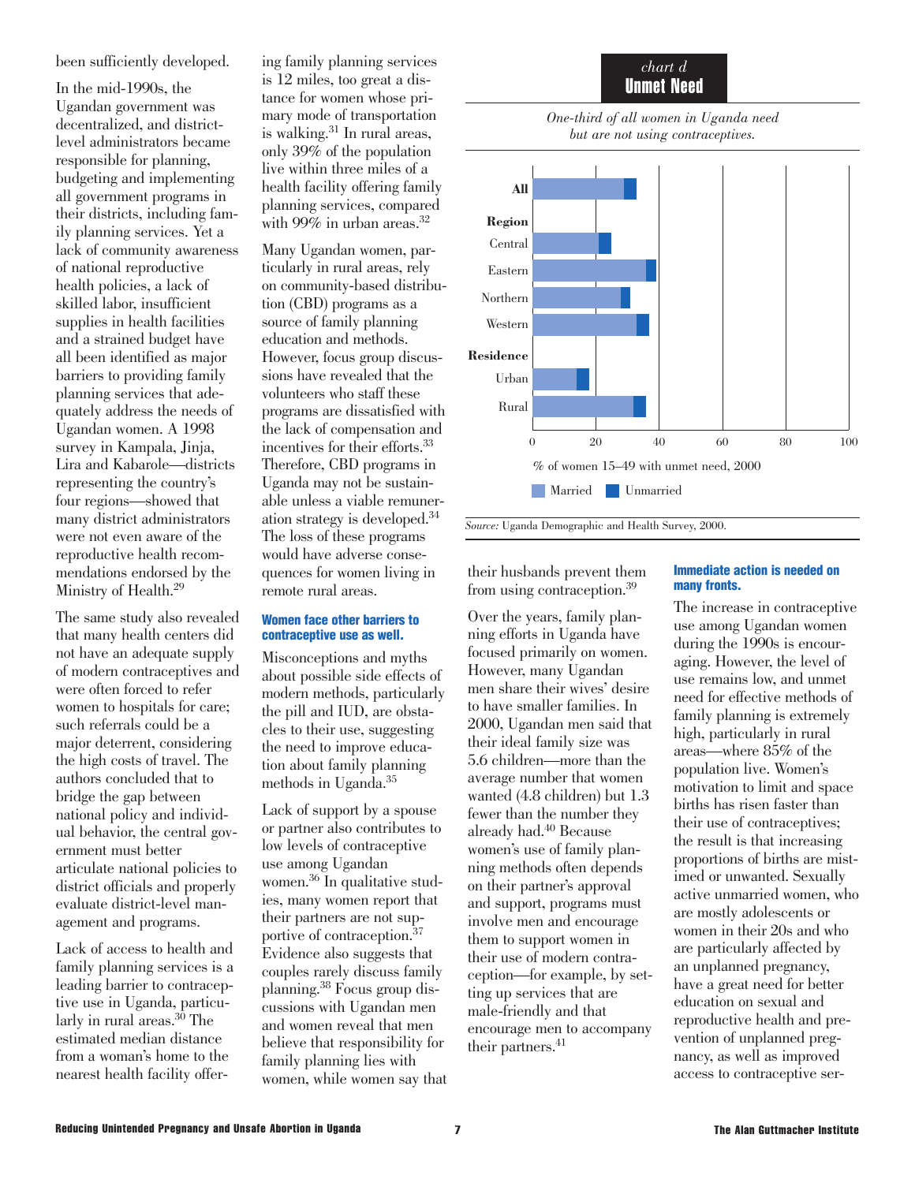been sufficiently developed.

In the mid-1990s, the Ugandan government was decentralized, and district-level administrators became responsible for planning, budgeting and implementing all government programs in their districts, including family planning services. Yet a lack of community awareness of national reproductive health policies, a lack of skilled labor, insufficient supplies in health facilities and a strained budget have all been identified as major barriers to providing family planning services that adequately address the needs of Ugandan women. A 1998 survey in Kampala, Jinja, Lira and Kabarole—districts representing the country's four regions—showed that many district administrators were not even aware of the reproductive health recommendations endorsed by the Ministry of Health.[29]

The same study also revealed that many health centers did not have an adequate supply of modern contraceptives and were often forced to refer women to hospitals for care; such referrals could be a major deterrent, considering the high costs of travel. The authors concluded that to bridge the gap between national policy and individual behavior, the central government must better articulate national policies to district officials and properly evaluate district-level management and programs.

Lack of access to health and family planning services is a leading barrier to contraceptive use in Uganda, particularly in rural areas.[30] The estimated median distance from a woman's home to the nearest health facility offering family planning services is 12 miles, too great a distance for women whose primary mode of transportation is walking.[31] In rural areas, only 39% of the population live within three miles of a health facility offering family planning services, compared with 99% in urban areas.[32]

Many Ugandan women, particularly in rural areas, rely on community-based distribution (CBD) programs as a source of family planning education and methods. However, focus group discussions have revealed that the volunteers who staff these programs are dissatisfied with the lack of compensation and incentives for their efforts.[33] Therefore, CBD programs in Uganda may not be sustainable unless a viable remuneration strategy is developed.[34] The loss of these programs would have adverse consequences for women living in remote rural areas.

### Women face other barriers to contraceptive use as well.

Misconceptions and myths about possible side effects of modern methods, particularly the pill and IUD, are obstacles to their use, suggesting the need to improve education about family planning methods in Uganda.[35]

Lack of support by a spouse or partner also contributes to low levels of contraceptive use among Ugandan women.[36] In qualitative studies, many women report that their partners are not supportive of contraception.[37] Evidence also suggests that couples rarely discuss family planning.[38] Focus group discussions with Ugandan men and women reveal that men believe that responsibility for family planning lies with women, while women say that their husbands prevent them from using contraception.[39]

Over the years, family planning efforts in Uganda have focused primarily on women. However, many Ugandan men share their wives' desire to have smaller families. In 2000, Ugandan men said that their ideal family size was 5.6 children—more than the average number that women wanted (4.8 children) but 1.3 fewer than the number they already had.[40] Because women's use of family planning methods often depends on their partner's approval and support, programs must involve men and encourage them to support women in their use of modern contraception—for example, by setting up services that are male-friendly and that encourage men to accompany their partners.[41]

*chart d*

**Unmet Need**

*One-third of all women in Uganda need but are not using contraceptives.*

| | Married | Unmarried |
|---|---|---|
| **All** | ~29 | ~4 |
| **Region** | | |
| Central | ~21 | ~4 |
| Eastern | ~36 | ~3 |
| Northern | ~28 | ~3 |
| Western | ~33 | ~4 |
| **Residence** | | |
| Urban | ~14 | ~4 |
| Rural | ~32 | ~4 |

% of women 15–49 with unmet need, 2000

*Source:* Uganda Demographic and Health Survey, 2000.

### Immediate action is needed on many fronts.

The increase in contraceptive use among Ugandan women during the 1990s is encouraging. However, the level of use remains low, and unmet need for effective methods of family planning is extremely high, particularly in rural areas—where 85% of the population live. Women's motivation to limit and space births has risen faster than their use of contraceptives; the result is that increasing proportions of births are mistimed or unwanted. Sexually active unmarried women, who are mostly adolescents or women in their 20s and who are particularly affected by an unplanned pregnancy, have a great need for better education on sexual and reproductive health and prevention of unplanned pregnancy, as well as improved access to contraceptive ser-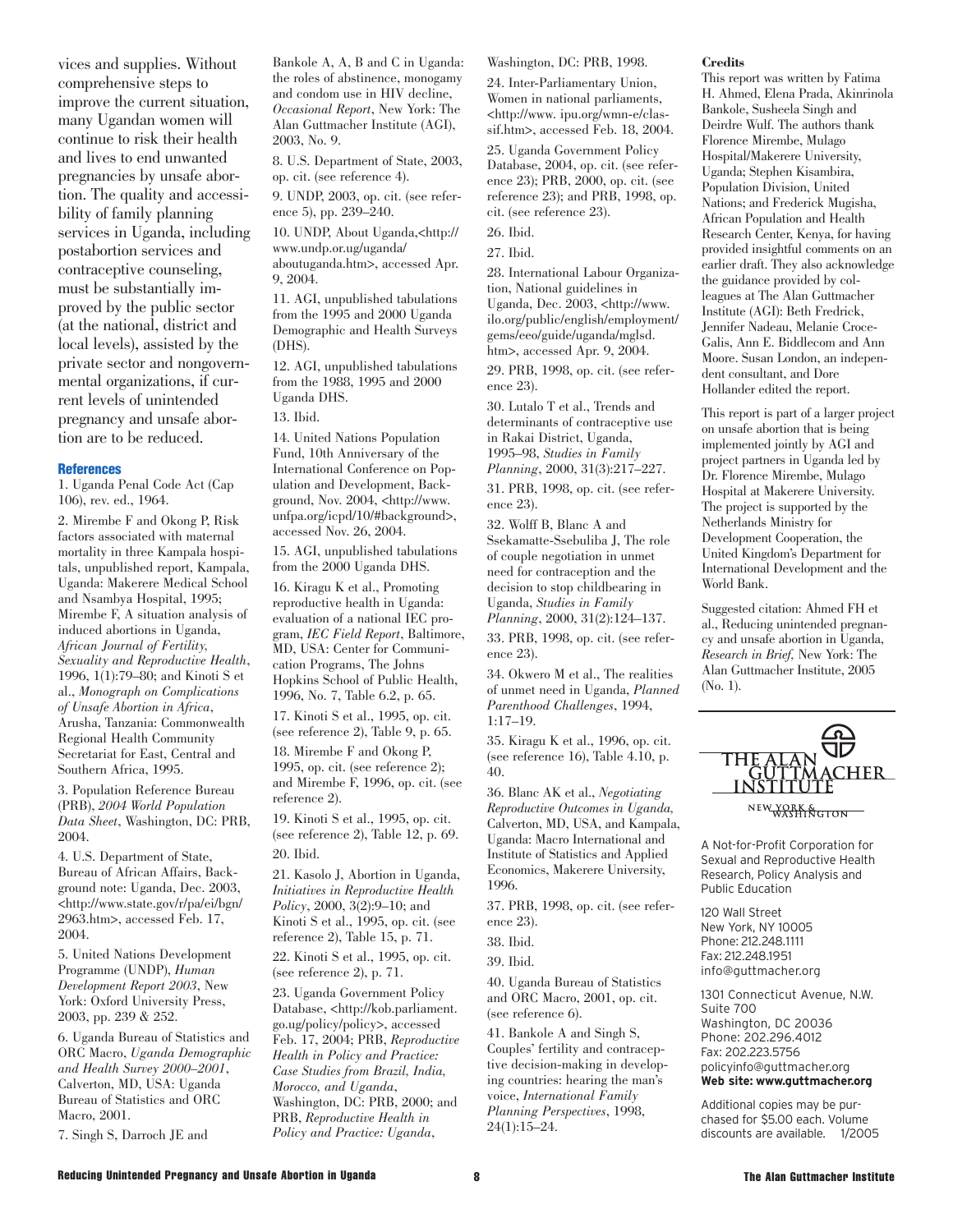vices and supplies. Without comprehensive steps to improve the current situation, many Ugandan women will continue to risk their health and lives to end unwanted pregnancies by unsafe abortion. The quality and accessibility of family planning services in Uganda, including postabortion services and contraceptive counseling, must be substantially improved by the public sector (at the national, district and local levels), assisted by the private sector and nongovernmental organizations, if current levels of unintended pregnancy and unsafe abortion are to be reduced.

## References

1. Uganda Penal Code Act (Cap 106), rev. ed., 1964.

2. Mirembe F and Okong P, Risk factors associated with maternal mortality in three Kampala hospitals, unpublished report, Kampala, Uganda: Makerere Medical School and Nsambya Hospital, 1995; Mirembe F, A situation analysis of induced abortions in Uganda, *African Journal of Fertility, Sexuality and Reproductive Health*, 1996, 1(1):79–80; and Kinoti S et al., *Monograph on Complications of Unsafe Abortion in Africa*, Arusha, Tanzania: Commonwealth Regional Health Community Secretariat for East, Central and Southern Africa, 1995.

3. Population Reference Bureau (PRB), *2004 World Population Data Sheet*, Washington, DC: PRB, 2004.

4. U.S. Department of State, Bureau of African Affairs, Background note: Uganda, Dec. 2003, <http://www.state.gov/r/pa/ei/bgn/2963.htm>, accessed Feb. 17, 2004.

5. United Nations Development Programme (UNDP), *Human Development Report 2003*, New York: Oxford University Press, 2003, pp. 239 & 252.

6. Uganda Bureau of Statistics and ORC Macro, *Uganda Demographic and Health Survey 2000–2001*, Calverton, MD, USA: Uganda Bureau of Statistics and ORC Macro, 2001.

7. Singh S, Darroch JE and Bankole A, A, B and C in Uganda: the roles of abstinence, monogamy and condom use in HIV decline, *Occasional Report*, New York: The Alan Guttmacher Institute (AGI), 2003, No. 9.

8. U.S. Department of State, 2003, op. cit. (see reference 4).

9. UNDP, 2003, op. cit. (see reference 5), pp. 239–240.

10. UNDP, About Uganda,<http://www.undp.or.ug/uganda/aboutuganda.htm>, accessed Apr. 9, 2004.

11. AGI, unpublished tabulations from the 1995 and 2000 Uganda Demographic and Health Surveys (DHS).

12. AGI, unpublished tabulations from the 1988, 1995 and 2000 Uganda DHS.

13. Ibid.

14. United Nations Population Fund, 10th Anniversary of the International Conference on Population and Development, Background, Nov. 2004, <http://www.unfpa.org/icpd/10/#background>, accessed Nov. 26, 2004.

15. AGI, unpublished tabulations from the 2000 Uganda DHS.

16. Kiragu K et al., Promoting reproductive health in Uganda: evaluation of a national IEC program, *IEC Field Report*, Baltimore, MD, USA: Center for Communication Programs, The Johns Hopkins School of Public Health, 1996, No. 7, Table 6.2, p. 65.

17. Kinoti S et al., 1995, op. cit. (see reference 2), Table 9, p. 65.

18. Mirembe F and Okong P, 1995, op. cit. (see reference 2); and Mirembe F, 1996, op. cit. (see reference 2).

19. Kinoti S et al., 1995, op. cit. (see reference 2), Table 12, p. 69.

20. Ibid.

21. Kasolo J, Abortion in Uganda, *Initiatives in Reproductive Health Policy*, 2000, 3(2):9–10; and Kinoti S et al., 1995, op. cit. (see reference 2), Table 15, p. 71.

22. Kinoti S et al., 1995, op. cit. (see reference 2), p. 71.

23. Uganda Government Policy Database, <http://kob.parliament.go.ug/policy/policy>, accessed Feb. 17, 2004; PRB, *Reproductive Health in Policy and Practice: Case Studies from Brazil, India, Morocco, and Uganda*, Washington, DC: PRB, 2000; and PRB, *Reproductive Health in Policy and Practice: Uganda*, Washington, DC: PRB, 1998.

24. Inter-Parliamentary Union, Women in national parliaments, <http://www. ipu.org/wmn-e/classif.htm>, accessed Feb. 18, 2004.

25. Uganda Government Policy Database, 2004, op. cit. (see reference 23); PRB, 2000, op. cit. (see reference 23); and PRB, 1998, op. cit. (see reference 23).

26. Ibid.

27. Ibid.

28. International Labour Organization, National guidelines in Uganda, Dec. 2003, <http://www.ilo.org/public/english/employment/gems/eeo/guide/uganda/mglsd.htm>, accessed Apr. 9, 2004.

29. PRB, 1998, op. cit. (see reference 23).

30. Lutalo T et al., Trends and determinants of contraceptive use in Rakai District, Uganda, 1995–98, *Studies in Family Planning*, 2000, 31(3):217–227.

31. PRB, 1998, op. cit. (see reference 23).

32. Wolff B, Blanc A and Ssekamatte-Ssebuliba J, The role of couple negotiation in unmet need for contraception and the decision to stop childbearing in Uganda, *Studies in Family Planning*, 2000, 31(2):124–137.

33. PRB, 1998, op. cit. (see reference 23).

34. Okwero M et al., The realities of unmet need in Uganda, *Planned Parenthood Challenges*, 1994, 1:17–19.

35. Kiragu K et al., 1996, op. cit. (see reference 16), Table 4.10, p. 40.

36. Blanc AK et al., *Negotiating Reproductive Outcomes in Uganda,* Calverton, MD, USA, and Kampala, Uganda: Macro International and Institute of Statistics and Applied Economics, Makerere University, 1996.

37. PRB, 1998, op. cit. (see reference 23).

38. Ibid.

39. Ibid.

40. Uganda Bureau of Statistics and ORC Macro, 2001, op. cit. (see reference 6).

41. Bankole A and Singh S, Couples' fertility and contraceptive decision-making in developing countries: hearing the man's voice, *International Family Planning Perspectives*, 1998, 24(1):15–24.

**Credits**

This report was written by Fatima H. Ahmed, Elena Prada, Akinrinola Bankole, Susheela Singh and Deirdre Wulf. The authors thank Florence Mirembe, Mulago Hospital/Makerere University, Uganda; Stephen Kisambira, Population Division, United Nations; and Frederick Mugisha, African Population and Health Research Center, Kenya, for having provided insightful comments on an earlier draft. They also acknowledge the guidance provided by colleagues at The Alan Guttmacher Institute (AGI): Beth Fredrick, Jennifer Nadeau, Melanie Croce-Galis, Ann E. Biddlecom and Ann Moore. Susan London, an independent consultant, and Dore Hollander edited the report.

This report is part of a larger project on unsafe abortion that is being implemented jointly by AGI and project partners in Uganda led by Dr. Florence Mirembe, Mulago Hospital at Makerere University. The project is supported by the Netherlands Ministry for Development Cooperation, the United Kingdom's Department for International Development and the World Bank.

Suggested citation: Ahmed FH et al., Reducing unintended pregnancy and unsafe abortion in Uganda, *Research in Brief*, New York: The Alan Guttmacher Institute, 2005 (No. 1).

THE ALAN GUTTMACHER INSTITUTE

NEW YORK & WASHINGTON

A Not-for-Profit Corporation for Sexual and Reproductive Health Research, Policy Analysis and Public Education

120 Wall Street
New York, NY 10005
Phone: 212.248.1111
Fax: 212.248.1951
info@guttmacher.org

1301 Connecticut Avenue, N.W.
Suite 700
Washington, DC 20036
Phone: 202.296.4012
Fax: 202.223.5756
policyinfo@guttmacher.org
**Web site: www.guttmacher.org**

Additional copies may be purchased for $5.00 each. Volume discounts are available. 1/2005